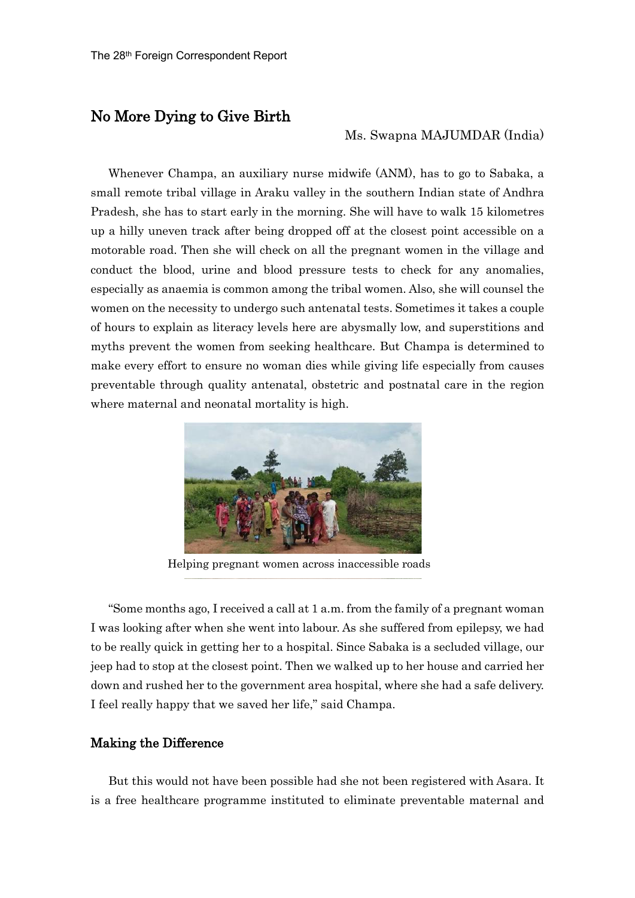# No More Dying to Give Birth

Ms. Swapna MAJUMDAR (India)

Whenever Champa, an auxiliary nurse midwife (ANM), has to go to Sabaka, a small remote tribal village in Araku valley in the southern Indian state of Andhra Pradesh, she has to start early in the morning. She will have to walk 15 kilometres up a hilly uneven track after being dropped off at the closest point accessible on a motorable road. Then she will check on all the pregnant women in the village and conduct the blood, urine and blood pressure tests to check for any anomalies, especially as anaemia is common among the tribal women. Also, she will counsel the women on the necessity to undergo such antenatal tests. Sometimes it takes a couple of hours to explain as literacy levels here are abysmally low, and superstitions and myths prevent the women from seeking healthcare. But Champa is determined to make every effort to ensure no woman dies while giving life especially from causes preventable through quality antenatal, obstetric and postnatal care in the region where maternal and neonatal mortality is high.

Helping pregnant women across inaccessible roads

"Some months ago, I received a call at 1 a.m. from the family of a pregnant woman I was looking after when she went into labour. As she suffered from epilepsy, we had to be really quick in getting her to a hospital. Since Sabaka is a secluded village, our jeep had to stop at the closest point. Then we walked up to her house and carried her down and rushed her to the government area hospital, where she had a safe delivery. I feel really happy that we saved her life," said Champa.

## Making the Difference

But this would not have been possible had she not been registered with Asara. It is a free healthcare programme instituted to eliminate preventable maternal and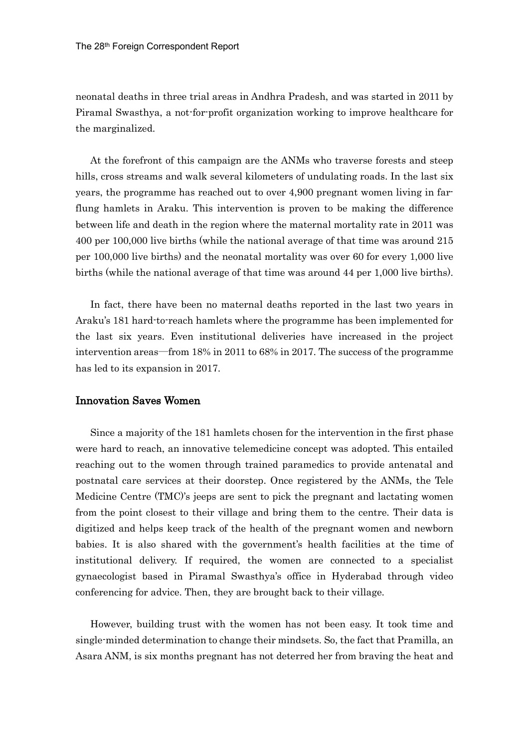neonatal deaths in three trial areas in Andhra Pradesh, and was started in 2011 by Piramal Swasthya, a not-for-profit organization working to improve healthcare for the marginalized.

At the forefront of this campaign are the ANMs who traverse forests and steep hills, cross streams and walk several kilometers of undulating roads. In the last six years, the programme has reached out to over 4,900 pregnant women living in far-flung hamlets in Araku. This intervention is proven to be making the difference between life and death in the region where the maternal mortality rate in 2011 was 400 per 100,000 live births (while the national average of that time was around 215 per 100,000 live births) and the neonatal mortality was over 60 for every 1,000 live births (while the national average of that time was around 44 per 1,000 live births).

In fact, there have been no maternal deaths reported in the last two years in Araku's 181 hard-to-reach hamlets where the programme has been implemented for the last six years. Even institutional deliveries have increased in the project intervention areas—from 18% in 2011 to 68% in 2017. The success of the programme has led to its expansion in 2017.

## Innovation Saves Women

Since a majority of the 181 hamlets chosen for the intervention in the first phase were hard to reach, an innovative telemedicine concept was adopted. This entailed reaching out to the women through trained paramedics to provide antenatal and postnatal care services at their doorstep. Once registered by the ANMs, the Tele Medicine Centre (TMC)'s jeeps are sent to pick the pregnant and lactating women from the point closest to their village and bring them to the centre. Their data is digitized and helps keep track of the health of the pregnant women and newborn babies. It is also shared with the government's health facilities at the time of institutional delivery. If required, the women are connected to a specialist gynaecologist based in Piramal Swasthya's office in Hyderabad through video conferencing for advice. Then, they are brought back to their village.

However, building trust with the women has not been easy. It took time and single-minded determination to change their mindsets. So, the fact that Pramilla, an Asara ANM, is six months pregnant has not deterred her from braving the heat and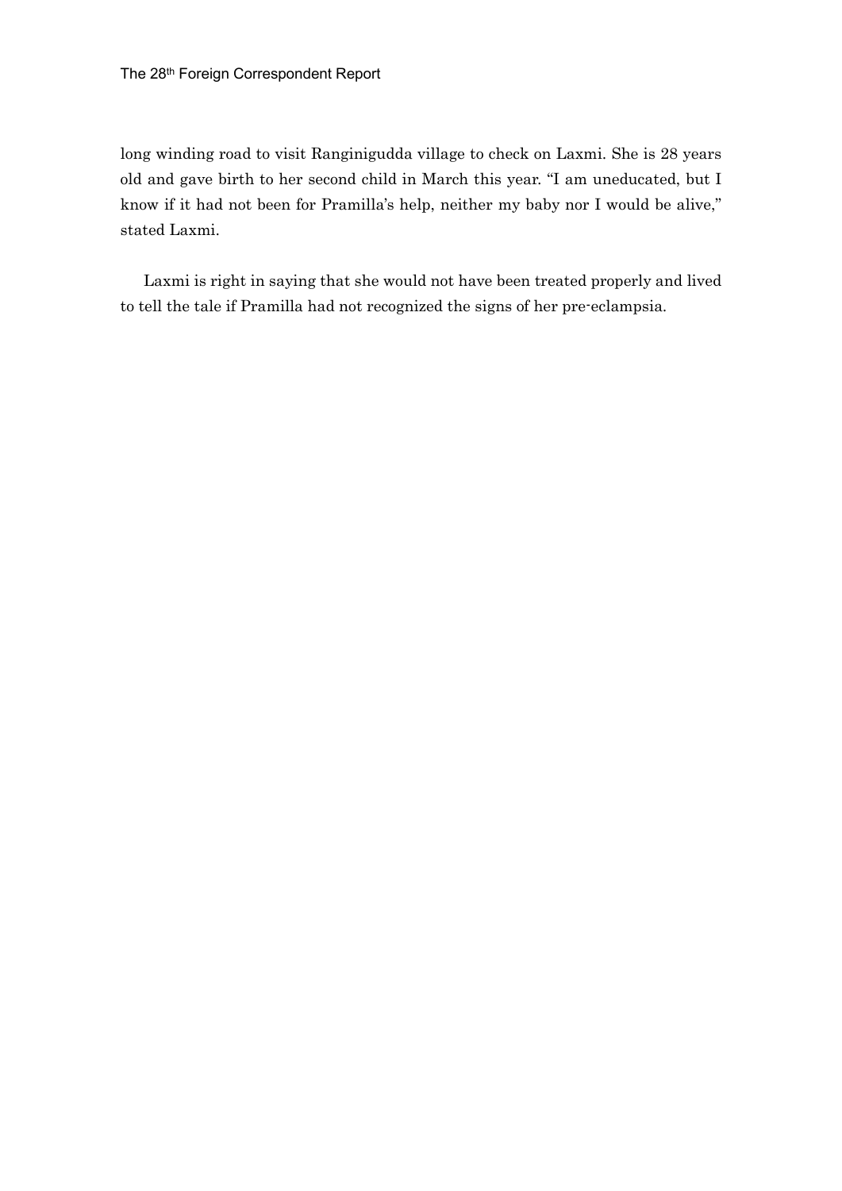long winding road to visit Ranginigudda village to check on Laxmi. She is 28 years old and gave birth to her second child in March this year. "I am uneducated, but I know if it had not been for Pramilla's help, neither my baby nor I would be alive," stated Laxmi.

Laxmi is right in saying that she would not have been treated properly and lived to tell the tale if Pramilla had not recognized the signs of her pre-eclampsia.